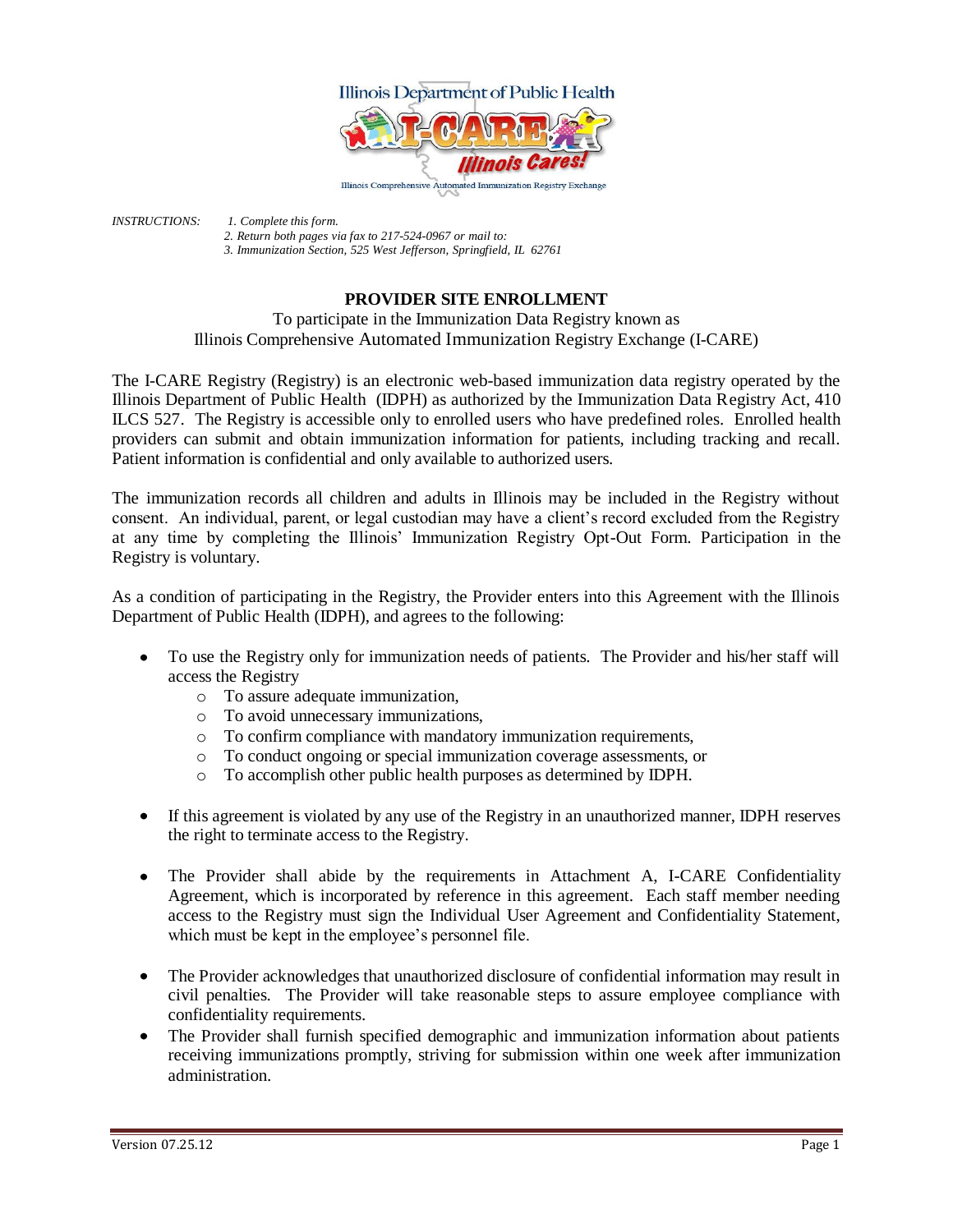Illinois Department of Public Health

I-CARE Illinois Cares!

Illinois Comprehensive Automated Immunization Registry Exchange

*INSTRUCTIONS:* *1. Complete this form.*
*2. Return both pages via fax to 217-524-0967 or mail to:*
*3. Immunization Section, 525 West Jefferson, Springfield, IL 62761*

## PROVIDER SITE ENROLLMENT

To participate in the Immunization Data Registry known as
Illinois Comprehensive Automated Immunization Registry Exchange (I-CARE)

The I-CARE Registry (Registry) is an electronic web-based immunization data registry operated by the Illinois Department of Public Health (IDPH) as authorized by the Immunization Data Registry Act, 410 ILCS 527. The Registry is accessible only to enrolled users who have predefined roles. Enrolled health providers can submit and obtain immunization information for patients, including tracking and recall. Patient information is confidential and only available to authorized users.

The immunization records all children and adults in Illinois may be included in the Registry without consent. An individual, parent, or legal custodian may have a client's record excluded from the Registry at any time by completing the Illinois' Immunization Registry Opt-Out Form. Participation in the Registry is voluntary.

As a condition of participating in the Registry, the Provider enters into this Agreement with the Illinois Department of Public Health (IDPH), and agrees to the following:

- To use the Registry only for immunization needs of patients. The Provider and his/her staff will access the Registry
  - To assure adequate immunization,
  - To avoid unnecessary immunizations,
  - To confirm compliance with mandatory immunization requirements,
  - To conduct ongoing or special immunization coverage assessments, or
  - To accomplish other public health purposes as determined by IDPH.
- If this agreement is violated by any use of the Registry in an unauthorized manner, IDPH reserves the right to terminate access to the Registry.
- The Provider shall abide by the requirements in Attachment A, I-CARE Confidentiality Agreement, which is incorporated by reference in this agreement. Each staff member needing access to the Registry must sign the Individual User Agreement and Confidentiality Statement, which must be kept in the employee's personnel file.
- The Provider acknowledges that unauthorized disclosure of confidential information may result in civil penalties. The Provider will take reasonable steps to assure employee compliance with confidentiality requirements.
- The Provider shall furnish specified demographic and immunization information about patients receiving immunizations promptly, striving for submission within one week after immunization administration.

Version 07.25.12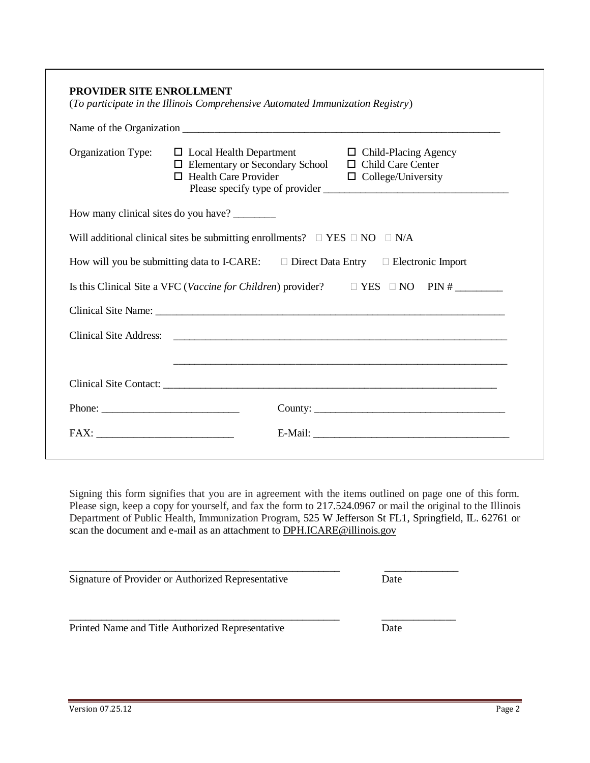**PROVIDER SITE ENROLLMENT**

(*To participate in the Illinois Comprehensive Automated Immunization Registry*)

Name of the Organization ______________________________________________________________

Organization Type:
- ☐ Local Health Department
- ☐ Child-Placing Agency
- ☐ Elementary or Secondary School
- ☐ Child Care Center
- ☐ Health Care Provider
- ☐ College/University

Please specify type of provider ___________________________________

How many clinical sites do you have? ________

Will additional clinical sites be submitting enrollments? ☐ YES ☐ NO ☐ N/A

How will you be submitting data to I-CARE: ☐ Direct Data Entry ☐ Electronic Import

Is this Clinical Site a VFC (*Vaccine for Children*) provider? ☐ YES ☐ NO PIN # _________

Clinical Site Name: ____________________________________________________________________

Clinical Site Address: _________________________________________________________________

_________________________________________________________________

Clinical Site Contact: _________________________________________________________________

Phone: __________________________ County: ____________________________________

FAX: __________________________ E-Mail: ____________________________________

Signing this form signifies that you are in agreement with the items outlined on page one of this form. Please sign, keep a copy for yourself, and fax the form to 217.524.0967 or mail the original to the Illinois Department of Public Health, Immunization Program, 525 W Jefferson St FL1, Springfield, IL. 62761 or scan the document and e-mail as an attachment to DPH.ICARE@illinois.gov

_____________________________________________________ ______________

Signature of Provider or Authorized Representative Date

_____________________________________________________ ______________

Printed Name and Title Authorized Representative Date

Version 07.25.12